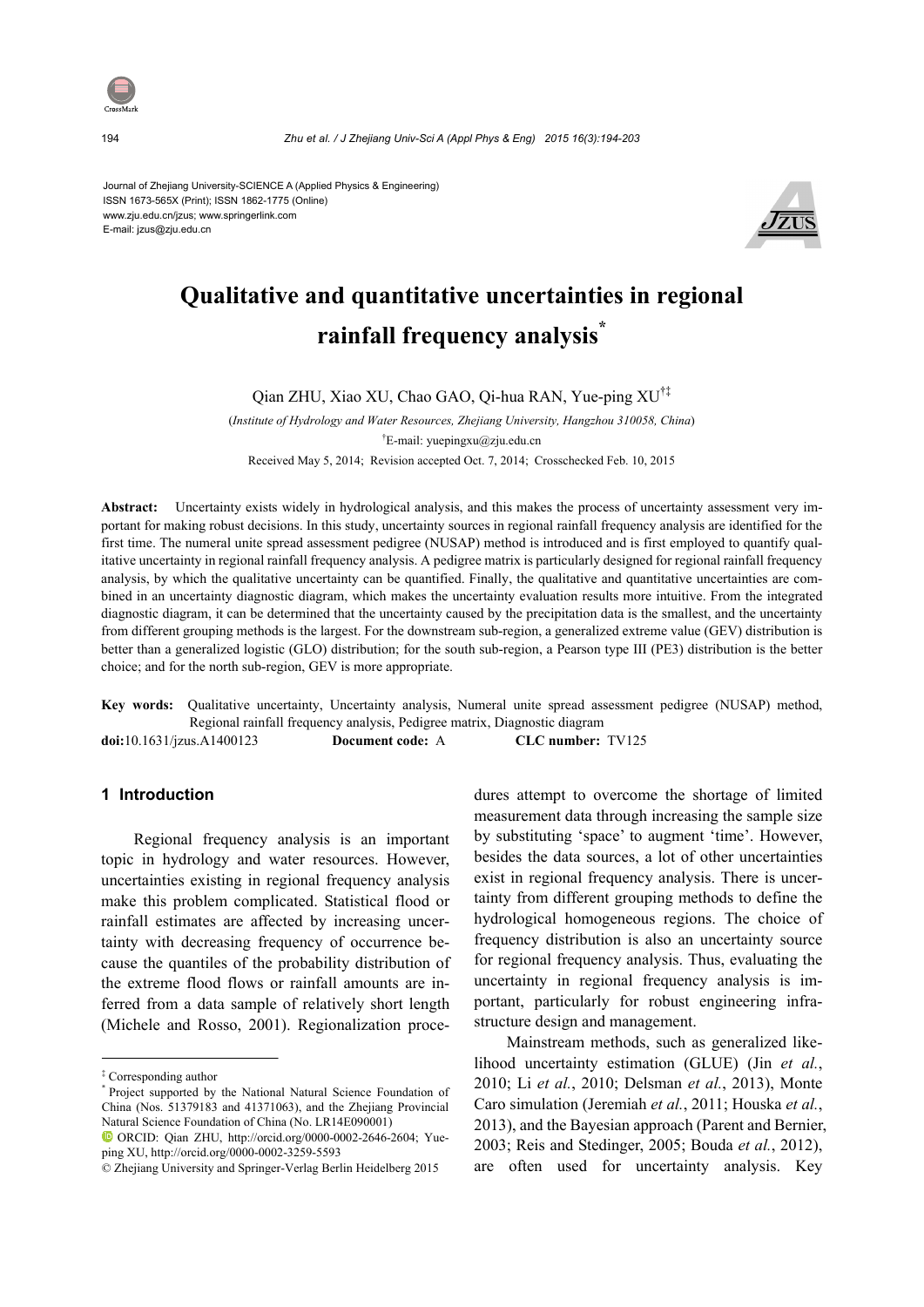Journal of Zhejiang University-SCIENCE A (Applied Physics & Engineering)
ISSN 1673-565X (Print); ISSN 1862-1775 (Online)
www.zju.edu.cn/jzus; www.springerlink.com
E-mail: jzus@zju.edu.cn

# Qualitative and quantitative uncertainties in regional rainfall frequency analysis*

Qian ZHU, Xiao XU, Chao GAO, Qi-hua RAN, Yue-ping XU†‡

(*Institute of Hydrology and Water Resources, Zhejiang University, Hangzhou 310058, China*)

†E-mail: yuepingxu@zju.edu.cn

Received May 5, 2014; Revision accepted Oct. 7, 2014; Crosschecked Feb. 10, 2015

**Abstract:** Uncertainty exists widely in hydrological analysis, and this makes the process of uncertainty assessment very important for making robust decisions. In this study, uncertainty sources in regional rainfall frequency analysis are identified for the first time. The numeral unite spread assessment pedigree (NUSAP) method is introduced and is first employed to quantify qualitative uncertainty in regional rainfall frequency analysis. A pedigree matrix is particularly designed for regional rainfall frequency analysis, by which the qualitative uncertainty can be quantified. Finally, the qualitative and quantitative uncertainties are combined in an uncertainty diagnostic diagram, which makes the uncertainty evaluation results more intuitive. From the integrated diagnostic diagram, it can be determined that the uncertainty caused by the precipitation data is the smallest, and the uncertainty from different grouping methods is the largest. For the downstream sub-region, a generalized extreme value (GEV) distribution is better than a generalized logistic (GLO) distribution; for the south sub-region, a Pearson type III (PE3) distribution is the better choice; and for the north sub-region, GEV is more appropriate.

**Key words:** Qualitative uncertainty, Uncertainty analysis, Numeral unite spread assessment pedigree (NUSAP) method, Regional rainfall frequency analysis, Pedigree matrix, Diagnostic diagram

**doi:**10.1631/jzus.A1400123 **Document code:** A **CLC number:** TV125

## 1 Introduction

Regional frequency analysis is an important topic in hydrology and water resources. However, uncertainties existing in regional frequency analysis make this problem complicated. Statistical flood or rainfall estimates are affected by increasing uncertainty with decreasing frequency of occurrence because the quantiles of the probability distribution of the extreme flood flows or rainfall amounts are inferred from a data sample of relatively short length (Michele and Rosso, 2001). Regionalization procedures attempt to overcome the shortage of limited measurement data through increasing the sample size by substituting 'space' to augment 'time'. However, besides the data sources, a lot of other uncertainties exist in regional frequency analysis. There is uncertainty from different grouping methods to define the hydrological homogeneous regions. The choice of frequency distribution is also an uncertainty source for regional frequency analysis. Thus, evaluating the uncertainty in regional frequency analysis is important, particularly for robust engineering infrastructure design and management.

Mainstream methods, such as generalized likelihood uncertainty estimation (GLUE) (Jin *et al.*, 2010; Li *et al.*, 2010; Delsman *et al.*, 2013), Monte Caro simulation (Jeremiah *et al.*, 2011; Houska *et al.*, 2013), and the Bayesian approach (Parent and Bernier, 2003; Reis and Stedinger, 2005; Bouda *et al.*, 2012), are often used for uncertainty analysis. Key

---

‡ Corresponding author

\* Project supported by the National Natural Science Foundation of China (Nos. 51379183 and 41371063), and the Zhejiang Provincial Natural Science Foundation of China (No. LR14E090001)

ORCID: Qian ZHU, http://orcid.org/0000-0002-2646-2604; Yue-ping XU, http://orcid.org/0000-0002-3259-5593

© Zhejiang University and Springer-Verlag Berlin Heidelberg 2015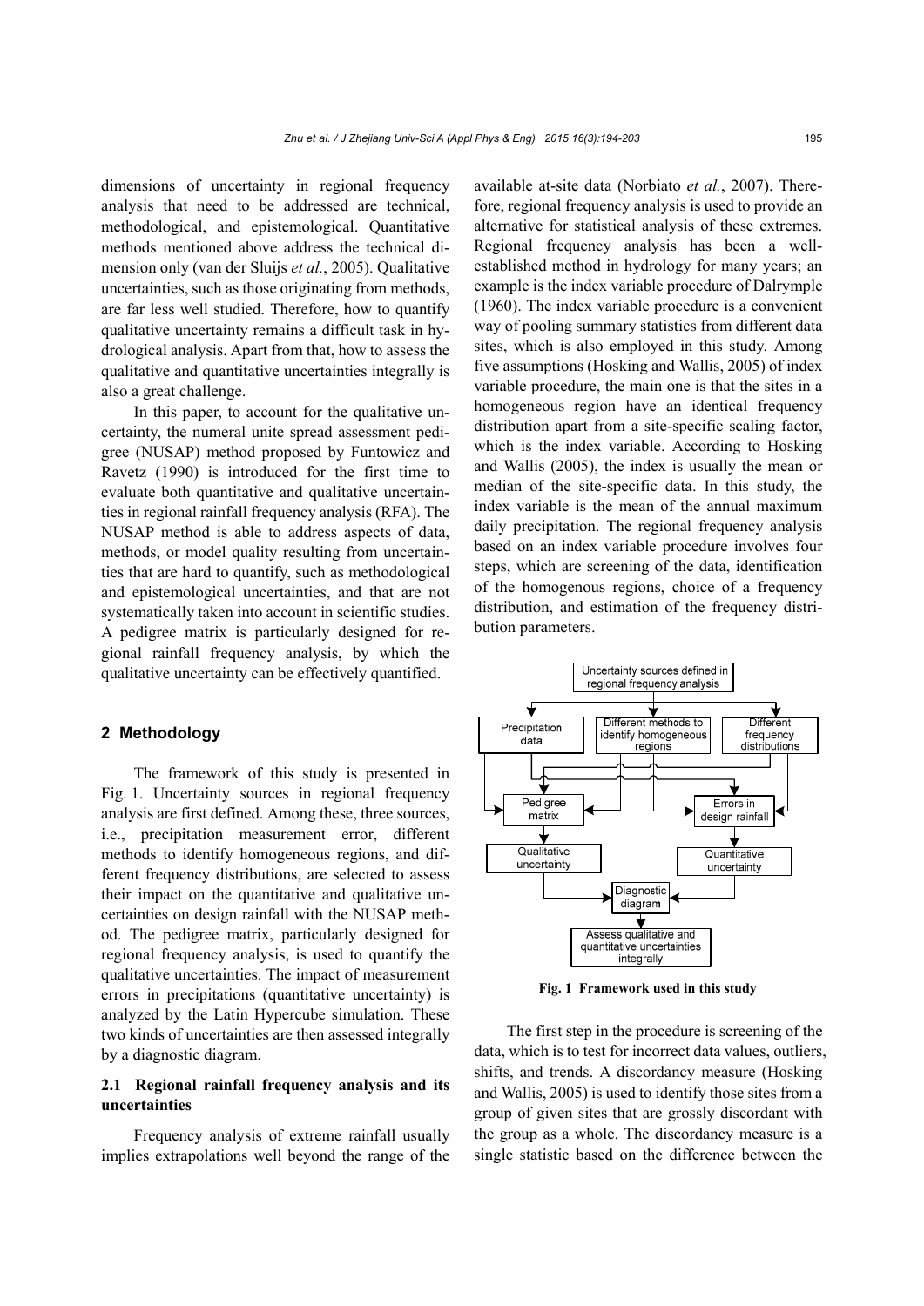dimensions of uncertainty in regional frequency analysis that need to be addressed are technical, methodological, and epistemological. Quantitative methods mentioned above address the technical dimension only (van der Sluijs *et al.*, 2005). Qualitative uncertainties, such as those originating from methods, are far less well studied. Therefore, how to quantify qualitative uncertainty remains a difficult task in hydrological analysis. Apart from that, how to assess the qualitative and quantitative uncertainties integrally is also a great challenge.

In this paper, to account for the qualitative uncertainty, the numeral unite spread assessment pedigree (NUSAP) method proposed by Funtowicz and Ravetz (1990) is introduced for the first time to evaluate both quantitative and qualitative uncertainties in regional rainfall frequency analysis (RFA). The NUSAP method is able to address aspects of data, methods, or model quality resulting from uncertainties that are hard to quantify, such as methodological and epistemological uncertainties, and that are not systematically taken into account in scientific studies. A pedigree matrix is particularly designed for regional rainfall frequency analysis, by which the qualitative uncertainty can be effectively quantified.

## 2 Methodology

The framework of this study is presented in Fig. 1. Uncertainty sources in regional frequency analysis are first defined. Among these, three sources, i.e., precipitation measurement error, different methods to identify homogeneous regions, and different frequency distributions, are selected to assess their impact on the quantitative and qualitative uncertainties on design rainfall with the NUSAP method. The pedigree matrix, particularly designed for regional frequency analysis, is used to quantify the qualitative uncertainties. The impact of measurement errors in precipitations (quantitative uncertainty) is analyzed by the Latin Hypercube simulation. These two kinds of uncertainties are then assessed integrally by a diagnostic diagram.

### 2.1 Regional rainfall frequency analysis and its uncertainties

Frequency analysis of extreme rainfall usually implies extrapolations well beyond the range of the available at-site data (Norbiato *et al.*, 2007). Therefore, regional frequency analysis is used to provide an alternative for statistical analysis of these extremes. Regional frequency analysis has been a well-established method in hydrology for many years; an example is the index variable procedure of Dalrymple (1960). The index variable procedure is a convenient way of pooling summary statistics from different data sites, which is also employed in this study. Among five assumptions (Hosking and Wallis, 2005) of index variable procedure, the main one is that the sites in a homogeneous region have an identical frequency distribution apart from a site-specific scaling factor, which is the index variable. According to Hosking and Wallis (2005), the index is usually the mean or median of the site-specific data. In this study, the index variable is the mean of the annual maximum daily precipitation. The regional frequency analysis based on an index variable procedure involves four steps, which are screening of the data, identification of the homogenous regions, choice of a frequency distribution, and estimation of the frequency distribution parameters.

**Fig. 1 Framework used in this study**

The first step in the procedure is screening of the data, which is to test for incorrect data values, outliers, shifts, and trends. A discordancy measure (Hosking and Wallis, 2005) is used to identify those sites from a group of given sites that are grossly discordant with the group as a whole. The discordancy measure is a single statistic based on the difference between the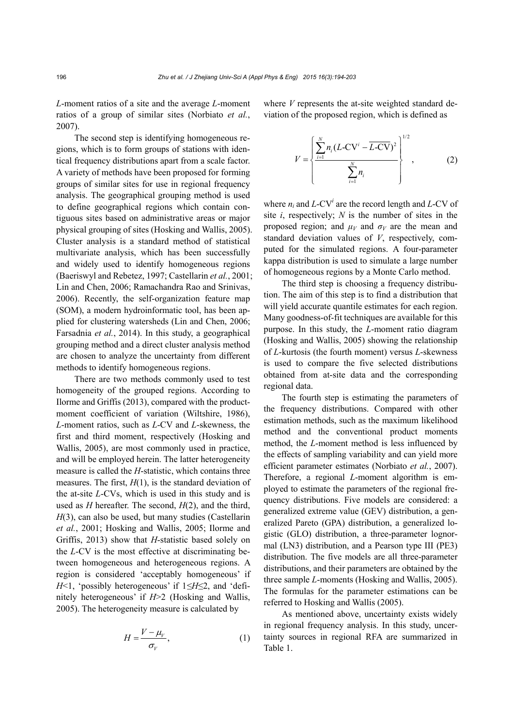*L*-moment ratios of a site and the average *L*-moment ratios of a group of similar sites (Norbiato *et al.*, 2007).

The second step is identifying homogeneous regions, which is to form groups of stations with identical frequency distributions apart from a scale factor. A variety of methods have been proposed for forming groups of similar sites for use in regional frequency analysis. The geographical grouping method is used to define geographical regions which contain contiguous sites based on administrative areas or major physical grouping of sites (Hosking and Wallis, 2005). Cluster analysis is a standard method of statistical multivariate analysis, which has been successfully and widely used to identify homogeneous regions (Baeriswyl and Rebetez, 1997; Castellarin *et al.*, 2001; Lin and Chen, 2006; Ramachandra Rao and Srinivas, 2006). Recently, the self-organization feature map (SOM), a modern hydroinformatic tool, has been applied for clustering watersheds (Lin and Chen, 2006; Farsadnia *et al.*, 2014). In this study, a geographical grouping method and a direct cluster analysis method are chosen to analyze the uncertainty from different methods to identify homogeneous regions.

There are two methods commonly used to test homogeneity of the grouped regions. According to Ilorme and Griffis (2013), compared with the product-moment coefficient of variation (Wiltshire, 1986), *L*-moment ratios, such as *L*-CV and *L*-skewness, the first and third moment, respectively (Hosking and Wallis, 2005), are most commonly used in practice, and will be employed herein. The latter heterogeneity measure is called the *H*-statistic, which contains three measures. The first, $H(1)$, is the standard deviation of the at-site *L*-CVs, which is used in this study and is used as *H* hereafter. The second, $H(2)$, and the third, $H(3)$, can also be used, but many studies (Castellarin *et al.*, 2001; Hosking and Wallis, 2005; Ilorme and Griffis, 2013) show that *H*-statistic based solely on the *L*-CV is the most effective at discriminating between homogeneous and heterogeneous regions. A region is considered 'acceptably homogeneous' if $H<1$, 'possibly heterogeneous' if $1\leq H\leq 2$, and 'definitely heterogeneous' if $H>2$ (Hosking and Wallis, 2005). The heterogeneity measure is calculated by

$$H=\frac{V-\mu_V}{\sigma_V}, \tag{1}$$

where $V$ represents the at-site weighted standard deviation of the proposed region, which is defined as

$$V=\left\{\frac{\sum_{i=1}^{N} n_i\left(L\text{-CV}^i-\overline{L\text{-CV}}\right)^2}{\sum_{i=1}^{N} n_i}\right\}^{1/2}, \tag{2}$$

where $n_i$ and $L\text{-CV}^i$ are the record length and *L*-CV of site $i$, respectively; $N$ is the number of sites in the proposed region; and $\mu_V$ and $\sigma_V$ are the mean and standard deviation values of $V$, respectively, computed for the simulated regions. A four-parameter kappa distribution is used to simulate a large number of homogeneous regions by a Monte Carlo method.

The third step is choosing a frequency distribution. The aim of this step is to find a distribution that will yield accurate quantile estimates for each region. Many goodness-of-fit techniques are available for this purpose. In this study, the *L*-moment ratio diagram (Hosking and Wallis, 2005) showing the relationship of *L*-kurtosis (the fourth moment) versus *L*-skewness is used to compare the five selected distributions obtained from at-site data and the corresponding regional data.

The fourth step is estimating the parameters of the frequency distributions. Compared with other estimation methods, such as the maximum likelihood method and the conventional product moments method, the *L*-moment method is less influenced by the effects of sampling variability and can yield more efficient parameter estimates (Norbiato *et al.*, 2007). Therefore, a regional *L*-moment algorithm is employed to estimate the parameters of the regional frequency distributions. Five models are considered: a generalized extreme value (GEV) distribution, a generalized Pareto (GPA) distribution, a generalized logistic (GLO) distribution, a three-parameter lognormal (LN3) distribution, and a Pearson type III (PE3) distribution. The five models are all three-parameter distributions, and their parameters are obtained by the three sample *L*-moments (Hosking and Wallis, 2005). The formulas for the parameter estimations can be referred to Hosking and Wallis (2005).

As mentioned above, uncertainty exists widely in regional frequency analysis. In this study, uncertainty sources in regional RFA are summarized in Table 1.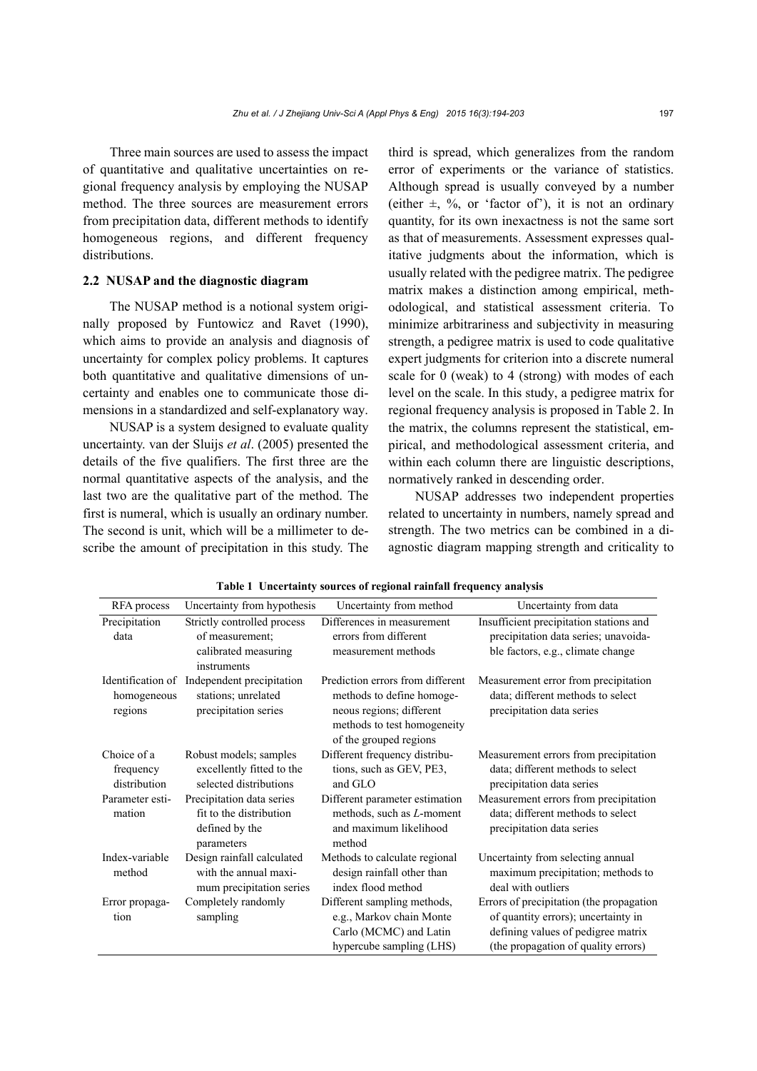Three main sources are used to assess the impact of quantitative and qualitative uncertainties on regional frequency analysis by employing the NUSAP method. The three sources are measurement errors from precipitation data, different methods to identify homogeneous regions, and different frequency distributions.

### 2.2 NUSAP and the diagnostic diagram

The NUSAP method is a notional system originally proposed by Funtowicz and Ravet (1990), which aims to provide an analysis and diagnosis of uncertainty for complex policy problems. It captures both quantitative and qualitative dimensions of uncertainty and enables one to communicate those dimensions in a standardized and self-explanatory way.

NUSAP is a system designed to evaluate quality uncertainty. van der Sluijs *et al*. (2005) presented the details of the five qualifiers. The first three are the normal quantitative aspects of the analysis, and the last two are the qualitative part of the method. The first is numeral, which is usually an ordinary number. The second is unit, which will be a millimeter to describe the amount of precipitation in this study. The third is spread, which generalizes from the random error of experiments or the variance of statistics. Although spread is usually conveyed by a number (either ±, %, or 'factor of'), it is not an ordinary quantity, for its own inexactness is not the same sort as that of measurements. Assessment expresses qualitative judgments about the information, which is usually related with the pedigree matrix. The pedigree matrix makes a distinction among empirical, methodological, and statistical assessment criteria. To minimize arbitrariness and subjectivity in measuring strength, a pedigree matrix is used to code qualitative expert judgments for criterion into a discrete numeral scale for 0 (weak) to 4 (strong) with modes of each level on the scale. In this study, a pedigree matrix for regional frequency analysis is proposed in Table 2. In the matrix, the columns represent the statistical, empirical, and methodological assessment criteria, and within each column there are linguistic descriptions, normatively ranked in descending order.

NUSAP addresses two independent properties related to uncertainty in numbers, namely spread and strength. The two metrics can be combined in a diagnostic diagram mapping strength and criticality to

**Table 1 Uncertainty sources of regional rainfall frequency analysis**

| RFA process | Uncertainty from hypothesis | Uncertainty from method | Uncertainty from data |
|---|---|---|---|
| Precipitation data | Strictly controlled process of measurement; calibrated measuring instruments | Differences in measurement errors from different measurement methods | Insufficient precipitation stations and precipitation data series; unavoidable factors, e.g., climate change |
| Identification of homogeneous regions | Independent precipitation stations; unrelated precipitation series | Prediction errors from different methods to define homogeneous regions; different methods to test homogeneity of the grouped regions | Measurement error from precipitation data; different methods to select precipitation data series |
| Choice of a frequency distribution | Robust models; samples excellently fitted to the selected distributions | Different frequency distributions, such as GEV, PE3, and GLO | Measurement errors from precipitation data; different methods to select precipitation data series |
| Parameter estimation | Precipitation data series fit to the distribution defined by the parameters | Different parameter estimation methods, such as *L*-moment and maximum likelihood method | Measurement errors from precipitation data; different methods to select precipitation data series |
| Index-variable method | Design rainfall calculated with the annual maximum precipitation series | Methods to calculate regional design rainfall other than index flood method | Uncertainty from selecting annual maximum precipitation; methods to deal with outliers |
| Error propagation | Completely randomly sampling | Different sampling methods, e.g., Markov chain Monte Carlo (MCMC) and Latin hypercube sampling (LHS) | Errors of precipitation (the propagation of quantity errors); uncertainty in defining values of pedigree matrix (the propagation of quality errors) |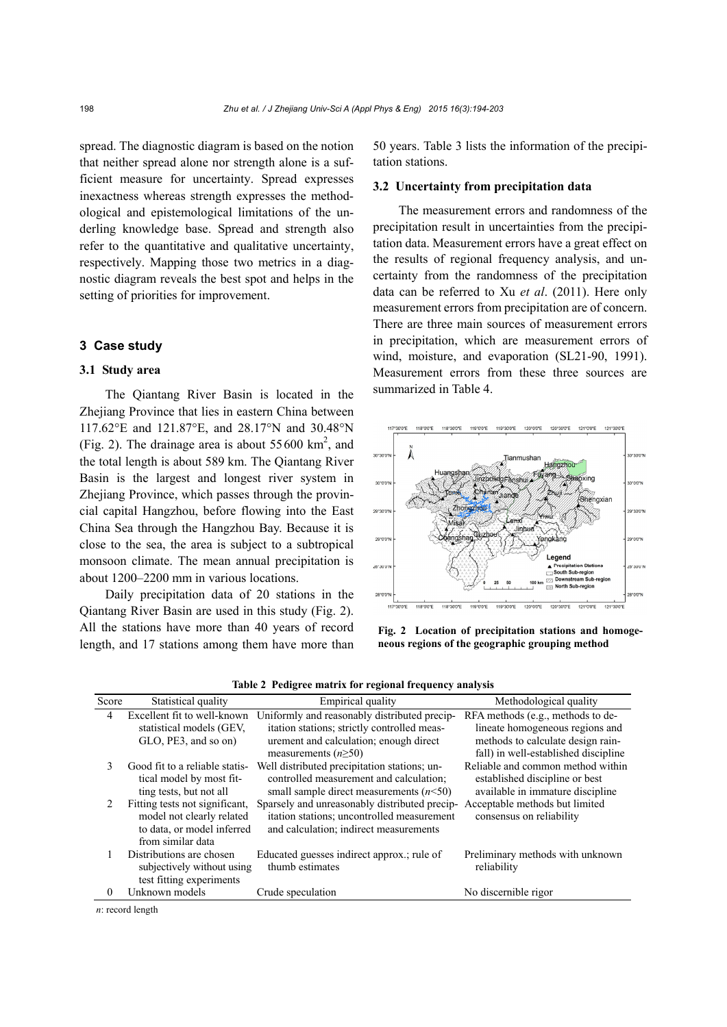spread. The diagnostic diagram is based on the notion that neither spread alone nor strength alone is a sufficient measure for uncertainty. Spread expresses inexactness whereas strength expresses the methodological and epistemological limitations of the underling knowledge base. Spread and strength also refer to the quantitative and qualitative uncertainty, respectively. Mapping those two metrics in a diagnostic diagram reveals the best spot and helps in the setting of priorities for improvement.

## 3 Case study

### 3.1 Study area

The Qiantang River Basin is located in the Zhejiang Province that lies in eastern China between 117.62°E and 121.87°E, and 28.17°N and 30.48°N (Fig. 2). The drainage area is about 55 600 km$^2$, and the total length is about 589 km. The Qiantang River Basin is the largest and longest river system in Zhejiang Province, which passes through the provincial capital Hangzhou, before flowing into the East China Sea through the Hangzhou Bay. Because it is close to the sea, the area is subject to a subtropical monsoon climate. The mean annual precipitation is about 1200–2200 mm in various locations.

Daily precipitation data of 20 stations in the Qiantang River Basin are used in this study (Fig. 2). All the stations have more than 40 years of record length, and 17 stations among them have more than 50 years. Table 3 lists the information of the precipitation stations.

### 3.2 Uncertainty from precipitation data

The measurement errors and randomness of the precipitation result in uncertainties from the precipitation data. Measurement errors have a great effect on the results of regional frequency analysis, and uncertainty from the randomness of the precipitation data can be referred to Xu *et al*. (2011). Here only measurement errors from precipitation are of concern. There are three main sources of measurement errors in precipitation, which are measurement errors of wind, moisture, and evaporation (SL21-90, 1991). Measurement errors from these three sources are summarized in Table 4.

**Fig. 2 Location of precipitation stations and homogeneous regions of the geographic grouping method**

**Table 2 Pedigree matrix for regional frequency analysis**

| Score | Statistical quality | Empirical quality | Methodological quality |
|---|---|---|---|
| 4 | Excellent fit to well-known statistical models (GEV, GLO, PE3, and so on) | Uniformly and reasonably distributed precipitation stations; strictly controlled measurement and calculation; enough direct measurements ($n$≥50) | RFA methods (e.g., methods to delineate homogeneous regions and methods to calculate design rainfall) in well-established discipline |
| 3 | Good fit to a reliable statistical model by most fitting tests, but not all | Well distributed precipitation stations; uncontrolled measurement and calculation; small sample direct measurements ($n$<50) | Reliable and common method within established discipline or best available in immature discipline |
| 2 | Fitting tests not significant, model not clearly related to data, or model inferred from similar data | Sparsely and unreasonably distributed precipitation stations; uncontrolled measurement and calculation; indirect measurements | Acceptable methods but limited consensus on reliability |
| 1 | Distributions are chosen subjectively without using test fitting experiments | Educated guesses indirect approx.; rule of thumb estimates | Preliminary methods with unknown reliability |
| 0 | Unknown models | Crude speculation | No discernible rigor |

$n$: record length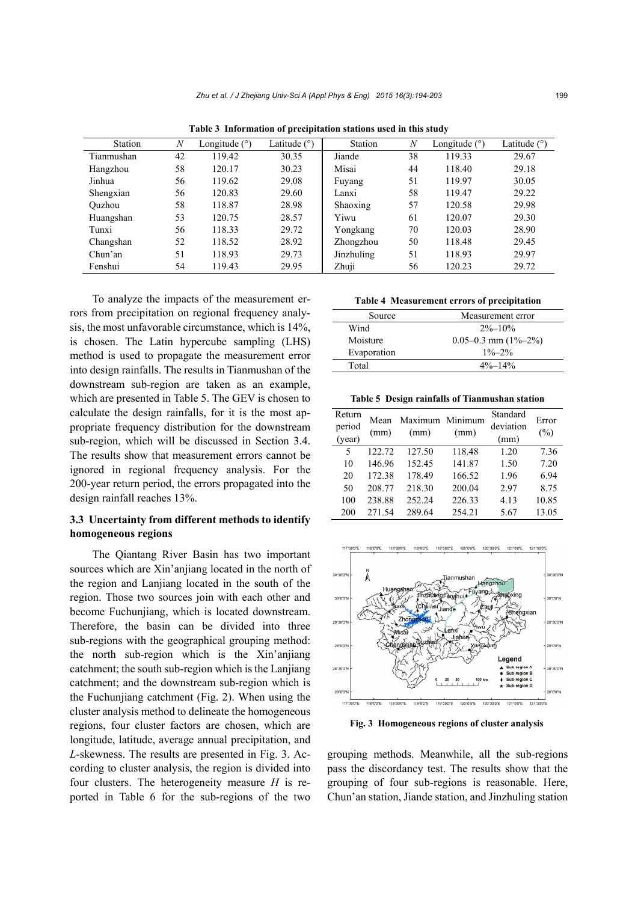Table 3 Information of precipitation stations used in this study

| Station | $N$ | Longitude (°) | Latitude (°) | Station | $N$ | Longitude (°) | Latitude (°) |
|---|---|---|---|---|---|---|---|
| Tianmushan | 42 | 119.42 | 30.35 | Jiande | 38 | 119.33 | 29.67 |
| Hangzhou | 58 | 120.17 | 30.23 | Misai | 44 | 118.40 | 29.18 |
| Jinhua | 56 | 119.62 | 29.08 | Fuyang | 51 | 119.97 | 30.05 |
| Shengxian | 56 | 120.83 | 29.60 | Lanxi | 58 | 119.47 | 29.22 |
| Quzhou | 58 | 118.87 | 28.98 | Shaoxing | 57 | 120.58 | 29.98 |
| Huangshan | 53 | 120.75 | 28.57 | Yiwu | 61 | 120.07 | 29.30 |
| Tunxi | 56 | 118.33 | 29.72 | Yongkang | 70 | 120.03 | 28.90 |
| Changshan | 52 | 118.52 | 28.92 | Zhongzhou | 50 | 118.48 | 29.45 |
| Chun'an | 51 | 118.93 | 29.73 | Jinzhuling | 51 | 118.93 | 29.97 |
| Fenshui | 54 | 119.43 | 29.95 | Zhuji | 56 | 120.23 | 29.72 |

To analyze the impacts of the measurement errors from precipitation on regional frequency analysis, the most unfavorable circumstance, which is 14%, is chosen. The Latin hypercube sampling (LHS) method is used to propagate the measurement error into design rainfalls. The results in Tianmushan of the downstream sub-region are taken as an example, which are presented in Table 5. The GEV is chosen to calculate the design rainfalls, for it is the most appropriate frequency distribution for the downstream sub-region, which will be discussed in Section 3.4. The results show that measurement errors cannot be ignored in regional frequency analysis. For the 200-year return period, the errors propagated into the design rainfall reaches 13%.

Table 4 Measurement errors of precipitation

| Source | Measurement error |
|---|---|
| Wind | 2%–10% |
| Moisture | 0.05–0.3 mm (1%–2%) |
| Evaporation | 1%–2% |
| Total | 4%–14% |

Table 5 Design rainfalls of Tianmushan station

| Return period (year) | Mean (mm) | Maximum (mm) | Minimum (mm) | Standard deviation (mm) | Error (%) |
|---|---|---|---|---|---|
| 5 | 122.72 | 127.50 | 118.48 | 1.20 | 7.36 |
| 10 | 146.96 | 152.45 | 141.87 | 1.50 | 7.20 |
| 20 | 172.38 | 178.49 | 166.52 | 1.96 | 6.94 |
| 50 | 208.77 | 218.30 | 200.04 | 2.97 | 8.75 |
| 100 | 238.88 | 252.24 | 226.33 | 4.13 | 10.85 |
| 200 | 271.54 | 289.64 | 254.21 | 5.67 | 13.05 |

### 3.3 Uncertainty from different methods to identify homogeneous regions

The Qiantang River Basin has two important sources which are Xin'anjiang located in the north of the region and Lanjiang located in the south of the region. Those two sources join with each other and become Fuchunjiang, which is located downstream. Therefore, the basin can be divided into three sub-regions with the geographical grouping method: the north sub-region which is the Xin'anjiang catchment; the south sub-region which is the Lanjiang catchment; and the downstream sub-region which is the Fuchunjiang catchment (Fig. 2). When using the cluster analysis method to delineate the homogeneous regions, four cluster factors are chosen, which are longitude, latitude, average annual precipitation, and $L$-skewness. The results are presented in Fig. 3. According to cluster analysis, the region is divided into four clusters. The heterogeneity measure $H$ is reported in Table 6 for the sub-regions of the two grouping methods. Meanwhile, all the sub-regions pass the discordancy test. The results show that the grouping of four sub-regions is reasonable. Here, Chun'an station, Jiande station, and Jinzhuling station

Fig. 3 Homogeneous regions of cluster analysis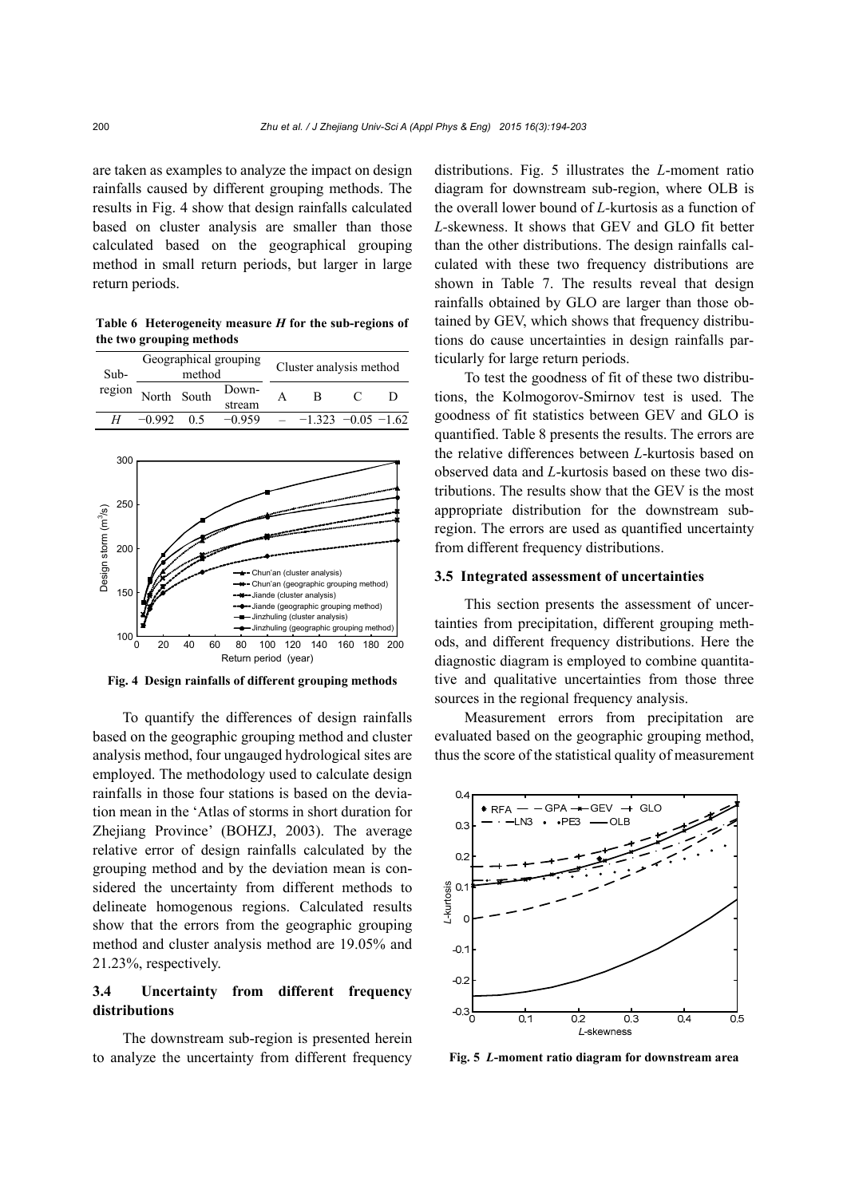are taken as examples to analyze the impact on design rainfalls caused by different grouping methods. The results in Fig. 4 show that design rainfalls calculated based on cluster analysis are smaller than those calculated based on the geographical grouping method in small return periods, but larger in large return periods.

**Table 6 Heterogeneity measure *H* for the sub-regions of the two grouping methods**

| Sub-region | Geographical grouping method | | | Cluster analysis method | | | |
|---|---|---|---|---|---|---|---|
| | North | South | Down-stream | A | B | C | D |
| *H* | −0.992 | 0.5 | −0.959 | – | −1.323 | −0.05 | −1.62 |

**Fig. 4 Design rainfalls of different grouping methods**

To quantify the differences of design rainfalls based on the geographic grouping method and cluster analysis method, four ungauged hydrological sites are employed. The methodology used to calculate design rainfalls in those four stations is based on the deviation mean in the 'Atlas of storms in short duration for Zhejiang Province' (BOHZJ, 2003). The average relative error of design rainfalls calculated by the grouping method and by the deviation mean is considered the uncertainty from different methods to delineate homogenous regions. Calculated results show that the errors from the geographic grouping method and cluster analysis method are 19.05% and 21.23%, respectively.

### 3.4 Uncertainty from different frequency distributions

The downstream sub-region is presented herein to analyze the uncertainty from different frequency distributions. Fig. 5 illustrates the *L*-moment ratio diagram for downstream sub-region, where OLB is the overall lower bound of *L*-kurtosis as a function of *L*-skewness. It shows that GEV and GLO fit better than the other distributions. The design rainfalls calculated with these two frequency distributions are shown in Table 7. The results reveal that design rainfalls obtained by GLO are larger than those obtained by GEV, which shows that frequency distributions do cause uncertainties in design rainfalls particularly for large return periods.

To test the goodness of fit of these two distributions, the Kolmogorov-Smirnov test is used. The goodness of fit statistics between GEV and GLO is quantified. Table 8 presents the results. The errors are the relative differences between *L*-kurtosis based on observed data and *L*-kurtosis based on these two distributions. The results show that the GEV is the most appropriate distribution for the downstream sub-region. The errors are used as quantified uncertainty from different frequency distributions.

### 3.5 Integrated assessment of uncertainties

This section presents the assessment of uncertainties from precipitation, different grouping methods, and different frequency distributions. Here the diagnostic diagram is employed to combine quantitative and qualitative uncertainties from those three sources in the regional frequency analysis.

Measurement errors from precipitation are evaluated based on the geographic grouping method, thus the score of the statistical quality of measurement

**Fig. 5 *L*-moment ratio diagram for downstream area**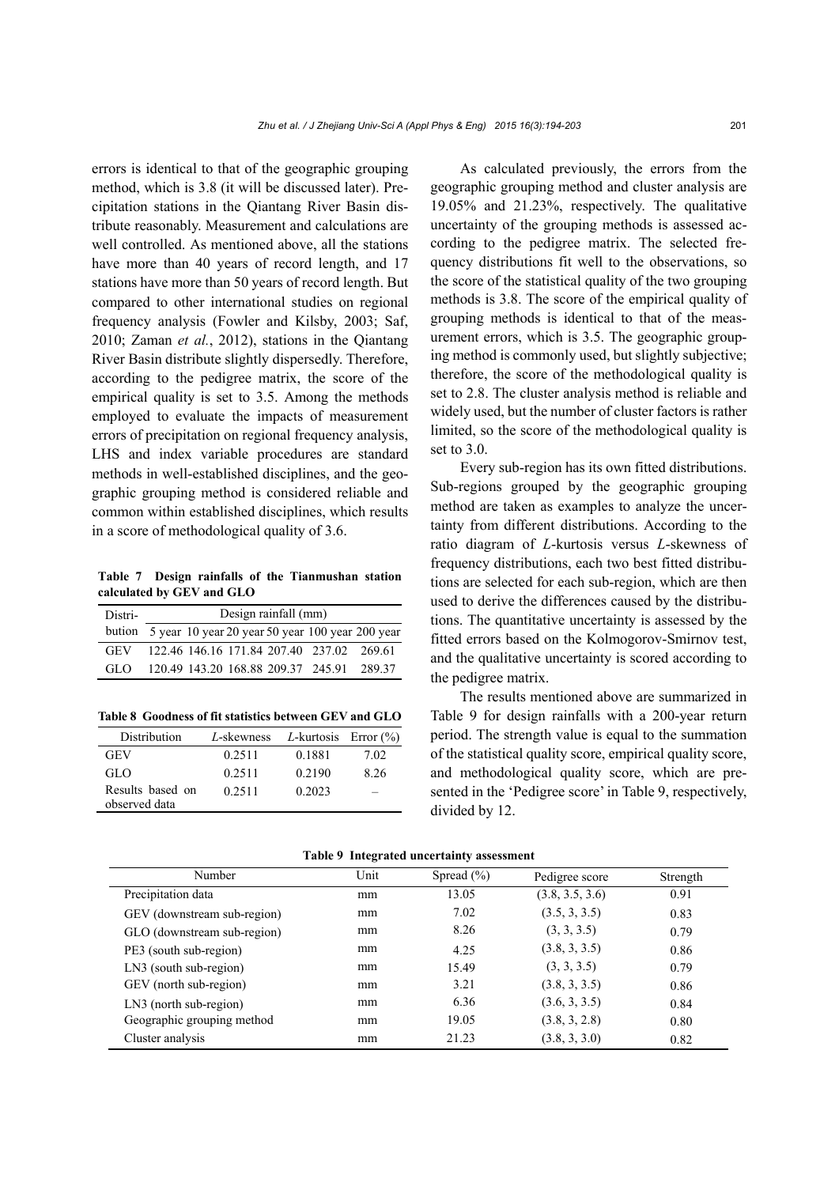errors is identical to that of the geographic grouping method, which is 3.8 (it will be discussed later). Precipitation stations in the Qiantang River Basin distribute reasonably. Measurement and calculations are well controlled. As mentioned above, all the stations have more than 40 years of record length, and 17 stations have more than 50 years of record length. But compared to other international studies on regional frequency analysis (Fowler and Kilsby, 2003; Saf, 2010; Zaman *et al.*, 2012), stations in the Qiantang River Basin distribute slightly dispersedly. Therefore, according to the pedigree matrix, the score of the empirical quality is set to 3.5. Among the methods employed to evaluate the impacts of measurement errors of precipitation on regional frequency analysis, LHS and index variable procedures are standard methods in well-established disciplines, and the geographic grouping method is considered reliable and common within established disciplines, which results in a score of methodological quality of 3.6.

**Table 7 Design rainfalls of the Tianmushan station calculated by GEV and GLO**

| Distribution | Design rainfall (mm) | | | | | |
|---|---|---|---|---|---|---|
| | 5 year | 10 year | 20 year | 50 year | 100 year | 200 year |
| GEV | 122.46 | 146.16 | 171.84 | 207.40 | 237.02 | 269.61 |
| GLO | 120.49 | 143.20 | 168.88 | 209.37 | 245.91 | 289.37 |

**Table 8 Goodness of fit statistics between GEV and GLO**

| Distribution | *L*-skewness | *L*-kurtosis | Error (%) |
|---|---|---|---|
| GEV | 0.2511 | 0.1881 | 7.02 |
| GLO | 0.2511 | 0.2190 | 8.26 |
| Results based on observed data | 0.2511 | 0.2023 | – |

As calculated previously, the errors from the geographic grouping method and cluster analysis are 19.05% and 21.23%, respectively. The qualitative uncertainty of the grouping methods is assessed according to the pedigree matrix. The selected frequency distributions fit well to the observations, so the score of the statistical quality of the two grouping methods is 3.8. The score of the empirical quality of grouping methods is identical to that of the measurement errors, which is 3.5. The geographic grouping method is commonly used, but slightly subjective; therefore, the score of the methodological quality is set to 2.8. The cluster analysis method is reliable and widely used, but the number of cluster factors is rather limited, so the score of the methodological quality is set to 3.0.

Every sub-region has its own fitted distributions. Sub-regions grouped by the geographic grouping method are taken as examples to analyze the uncertainty from different distributions. According to the ratio diagram of *L*-kurtosis versus *L*-skewness of frequency distributions, each two best fitted distributions are selected for each sub-region, which are then used to derive the differences caused by the distributions. The quantitative uncertainty is assessed by the fitted errors based on the Kolmogorov-Smirnov test, and the qualitative uncertainty is scored according to the pedigree matrix.

The results mentioned above are summarized in Table 9 for design rainfalls with a 200-year return period. The strength value is equal to the summation of the statistical quality score, empirical quality score, and methodological quality score, which are presented in the 'Pedigree score' in Table 9, respectively, divided by 12.

**Table 9 Integrated uncertainty assessment**

| Number | Unit | Spread (%) | Pedigree score | Strength |
|---|---|---|---|---|
| Precipitation data | mm | 13.05 | (3.8, 3.5, 3.6) | 0.91 |
| GEV (downstream sub-region) | mm | 7.02 | (3.5, 3, 3.5) | 0.83 |
| GLO (downstream sub-region) | mm | 8.26 | (3, 3, 3.5) | 0.79 |
| PE3 (south sub-region) | mm | 4.25 | (3.8, 3, 3.5) | 0.86 |
| LN3 (south sub-region) | mm | 15.49 | (3, 3, 3.5) | 0.79 |
| GEV (north sub-region) | mm | 3.21 | (3.8, 3, 3.5) | 0.86 |
| LN3 (north sub-region) | mm | 6.36 | (3.6, 3, 3.5) | 0.84 |
| Geographic grouping method | mm | 19.05 | (3.8, 3, 2.8) | 0.80 |
| Cluster analysis | mm | 21.23 | (3.8, 3, 3.0) | 0.82 |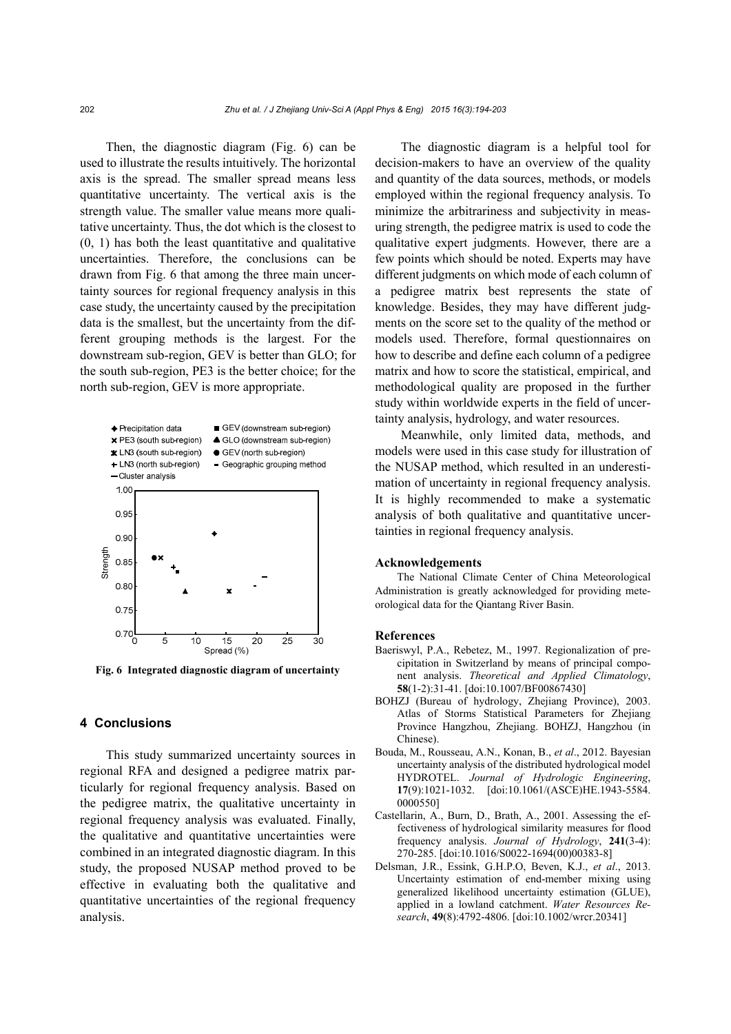Then, the diagnostic diagram (Fig. 6) can be used to illustrate the results intuitively. The horizontal axis is the spread. The smaller spread means less quantitative uncertainty. The vertical axis is the strength value. The smaller value means more qualitative uncertainty. Thus, the dot which is the closest to (0, 1) has both the least quantitative and qualitative uncertainties. Therefore, the conclusions can be drawn from Fig. 6 that among the three main uncertainty sources for regional frequency analysis in this case study, the uncertainty caused by the precipitation data is the smallest, but the uncertainty from the different grouping methods is the largest. For the downstream sub-region, GEV is better than GLO; for the south sub-region, PE3 is the better choice; for the north sub-region, GEV is more appropriate.

◆ Precipitation data
■ GEV (downstream sub-region)
× PE3 (south sub-region)
▲ GLO (downstream sub-region)
✖ LN3 (south sub-region)
● GEV (north sub-region)
+ LN3 (north sub-region)
- Geographic grouping method
— Cluster analysis

Strength
1.00
0.95
0.90
0.85
0.80
0.75
0.70
0
5
10
15
20
25
30
Spread (%)

**Fig. 6 Integrated diagnostic diagram of uncertainty**

## 4 Conclusions

This study summarized uncertainty sources in regional RFA and designed a pedigree matrix particularly for regional frequency analysis. Based on the pedigree matrix, the qualitative uncertainty in regional frequency analysis was evaluated. Finally, the qualitative and quantitative uncertainties were combined in an integrated diagnostic diagram. In this study, the proposed NUSAP method proved to be effective in evaluating both the qualitative and quantitative uncertainties of the regional frequency analysis.

The diagnostic diagram is a helpful tool for decision-makers to have an overview of the quality and quantity of the data sources, methods, or models employed within the regional frequency analysis. To minimize the arbitrariness and subjectivity in measuring strength, the pedigree matrix is used to code the qualitative expert judgments. However, there are a few points which should be noted. Experts may have different judgments on which mode of each column of a pedigree matrix best represents the state of knowledge. Besides, they may have different judgments on the score set to the quality of the method or models used. Therefore, formal questionnaires on how to describe and define each column of a pedigree matrix and how to score the statistical, empirical, and methodological quality are proposed in the further study within worldwide experts in the field of uncertainty analysis, hydrology, and water resources.

Meanwhile, only limited data, methods, and models were used in this case study for illustration of the NUSAP method, which resulted in an underestimation of uncertainty in regional frequency analysis. It is highly recommended to make a systematic analysis of both qualitative and quantitative uncertainties in regional frequency analysis.

#### Acknowledgements

The National Climate Center of China Meteorological Administration is greatly acknowledged for providing meteorological data for the Qiantang River Basin.

#### References

Baeriswyl, P.A., Rebetez, M., 1997. Regionalization of precipitation in Switzerland by means of principal component analysis. *Theoretical and Applied Climatology*, **58**(1-2):31-41. [doi:10.1007/BF00867430]

BOHZJ (Bureau of hydrology, Zhejiang Province), 2003. Atlas of Storms Statistical Parameters for Zhejiang Province Hangzhou, Zhejiang. BOHZJ, Hangzhou (in Chinese).

Bouda, M., Rousseau, A.N., Konan, B., *et al*., 2012. Bayesian uncertainty analysis of the distributed hydrological model HYDROTEL. *Journal of Hydrologic Engineering*, **17**(9):1021-1032. [doi:10.1061/(ASCE)HE.1943-5584.0000550]

Castellarin, A., Burn, D., Brath, A., 2001. Assessing the effectiveness of hydrological similarity measures for flood frequency analysis. *Journal of Hydrology*, **241**(3-4):270-285. [doi:10.1016/S0022-1694(00)00383-8]

Delsman, J.R., Essink, G.H.P.O, Beven, K.J., *et al*., 2013. Uncertainty estimation of end-member mixing using generalized likelihood uncertainty estimation (GLUE), applied in a lowland catchment. *Water Resources Research*, **49**(8):4792-4806. [doi:10.1002/wrcr.20341]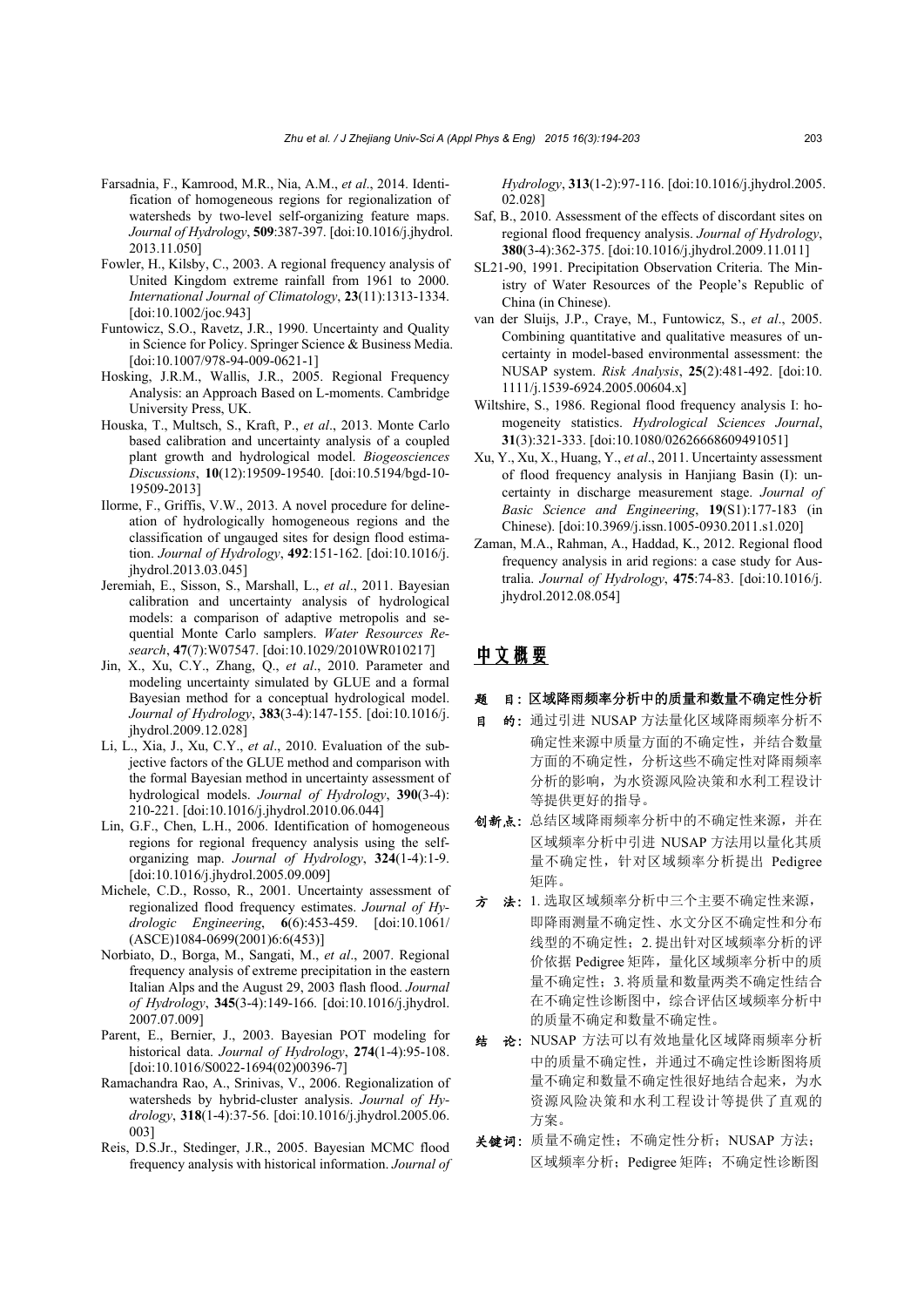Farsadnia, F., Kamrood, M.R., Nia, A.M., *et al*., 2014. Identification of homogeneous regions for regionalization of watersheds by two-level self-organizing feature maps. *Journal of Hydrology*, **509**:387-397. [doi:10.1016/j.jhydrol.2013.11.050]

Fowler, H., Kilsby, C., 2003. A regional frequency analysis of United Kingdom extreme rainfall from 1961 to 2000. *International Journal of Climatology*, **23**(11):1313-1334. [doi:10.1002/joc.943]

Funtowicz, S.O., Ravetz, J.R., 1990. Uncertainty and Quality in Science for Policy. Springer Science & Business Media. [doi:10.1007/978-94-009-0621-1]

Hosking, J.R.M., Wallis, J.R., 2005. Regional Frequency Analysis: an Approach Based on L-moments. Cambridge University Press, UK.

Houska, T., Multsch, S., Kraft, P., *et al*., 2013. Monte Carlo based calibration and uncertainty analysis of a coupled plant growth and hydrological model. *Biogeosciences Discussions*, **10**(12):19509-19540. [doi:10.5194/bgd-10-19509-2013]

Ilorme, F., Griffis, V.W., 2013. A novel procedure for delineation of hydrologically homogeneous regions and the classification of ungauged sites for design flood estimation. *Journal of Hydrology*, **492**:151-162. [doi:10.1016/j.jhydrol.2013.03.045]

Jeremiah, E., Sisson, S., Marshall, L., *et al*., 2011. Bayesian calibration and uncertainty analysis of hydrological models: a comparison of adaptive metropolis and sequential Monte Carlo samplers. *Water Resources Research*, **47**(7):W07547. [doi:10.1029/2010WR010217]

Jin, X., Xu, C.Y., Zhang, Q., *et al*., 2010. Parameter and modeling uncertainty simulated by GLUE and a formal Bayesian method for a conceptual hydrological model. *Journal of Hydrology*, **383**(3-4):147-155. [doi:10.1016/j.jhydrol.2009.12.028]

Li, L., Xia, J., Xu, C.Y., *et al*., 2010. Evaluation of the subjective factors of the GLUE method and comparison with the formal Bayesian method in uncertainty assessment of hydrological models. *Journal of Hydrology*, **390**(3-4):210-221. [doi:10.1016/j.jhydrol.2010.06.044]

Lin, G.F., Chen, L.H., 2006. Identification of homogeneous regions for regional frequency analysis using the self-organizing map. *Journal of Hydrology*, **324**(1-4):1-9. [doi:10.1016/j.jhydrol.2005.09.009]

Michele, C.D., Rosso, R., 2001. Uncertainty assessment of regionalized flood frequency estimates. *Journal of Hydrologic Engineering*, **6**(6):453-459. [doi:10.1061/(ASCE)1084-0699(2001)6:6(453)]

Norbiato, D., Borga, M., Sangati, M., *et al*., 2007. Regional frequency analysis of extreme precipitation in the eastern Italian Alps and the August 29, 2003 flash flood. *Journal of Hydrology*, **345**(3-4):149-166. [doi:10.1016/j.jhydrol.2007.07.009]

Parent, E., Bernier, J., 2003. Bayesian POT modeling for historical data. *Journal of Hydrology*, **274**(1-4):95-108. [doi:10.1016/S0022-1694(02)00396-7]

Ramachandra Rao, A., Srinivas, V., 2006. Regionalization of watersheds by hybrid-cluster analysis. *Journal of Hydrology*, **318**(1-4):37-56. [doi:10.1016/j.jhydrol.2005.06.003]

Reis, D.S.Jr., Stedinger, J.R., 2005. Bayesian MCMC flood frequency analysis with historical information. *Journal of Hydrology*, **313**(1-2):97-116. [doi:10.1016/j.jhydrol.2005.02.028]

Saf, B., 2010. Assessment of the effects of discordant sites on regional flood frequency analysis. *Journal of Hydrology*, **380**(3-4):362-375. [doi:10.1016/j.jhydrol.2009.11.011]

SL21-90, 1991. Precipitation Observation Criteria. The Ministry of Water Resources of the People's Republic of China (in Chinese).

van der Sluijs, J.P., Craye, M., Funtowicz, S., *et al*., 2005. Combining quantitative and qualitative measures of uncertainty in model-based environmental assessment: the NUSAP system. *Risk Analysis*, **25**(2):481-492. [doi:10.1111/j.1539-6924.2005.00604.x]

Wiltshire, S., 1986. Regional flood frequency analysis I: homogeneity statistics. *Hydrological Sciences Journal*, **31**(3):321-333. [doi:10.1080/02626668609491051]

Xu, Y., Xu, X., Huang, Y., *et al*., 2011. Uncertainty assessment of flood frequency analysis in Hanjiang Basin (I): uncertainty in discharge measurement stage. *Journal of Basic Science and Engineering*, **19**(S1):177-183 (in Chinese). [doi:10.3969/j.issn.1005-0930.2011.s1.020]

Zaman, M.A., Rahman, A., Haddad, K., 2012. Regional flood frequency analysis in arid regions: a case study for Australia. *Journal of Hydrology*, **475**:74-83. [doi:10.1016/j.jhydrol.2012.08.054]

## 中文概要

**题　目：** 区域降雨频率分析中的质量和数量不确定性分析

**目　的：** 通过引进 NUSAP 方法量化区域降雨频率分析不确定性来源中质量方面的不确定性，并结合数量方面的不确定性，分析这些不确定性对降雨频率分析的影响，为水资源风险决策和水利工程设计等提供更好的指导。

**创新点：** 总结区域降雨频率分析中的不确定性来源，并在区域频率分析中引进 NUSAP 方法用以量化其质量不确定性，针对区域频率分析提出 Pedigree 矩阵。

**方　法：** 1. 选取区域频率分析中三个主要不确定性来源，即降雨测量不确定性、水文分区不确定性和分布线型的不确定性；2. 提出针对区域频率分析的评价依据 Pedigree 矩阵，量化区域频率分析中的质量不确定性；3. 将质量和数量两类不确定性结合在不确定性诊断图中，综合评估区域频率分析中的质量不确定和数量不确定性。

**结　论：** NUSAP 方法可以有效地量化区域降雨频率分析中的质量不确定性，并通过不确定性诊断图将质量不确定和数量不确定性很好地结合起来，为水资源风险决策和水利工程设计等提供了直观的方案。

**关键词：** 质量不确定性；不确定性分析；NUSAP 方法；区域频率分析；Pedigree 矩阵；不确定性诊断图